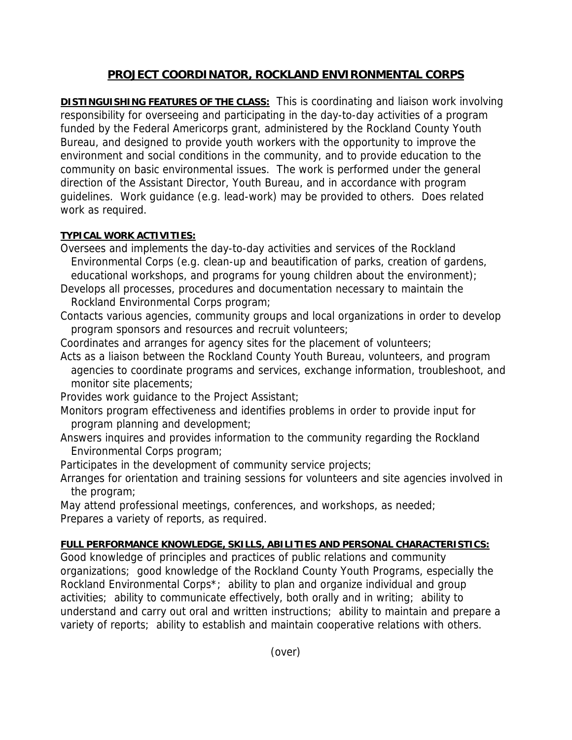# PROJECT COORDINATOR, ROCKLAND ENVIRONMENTAL CORPS

**DISTINGUISHING FEATURES OF THE CLASS:** This is coordinating and liaison work involving responsibility for overseeing and participating in the day-to-day activities of a program funded by the Federal Americorps grant, administered by the Rockland County Youth Bureau, and designed to provide youth workers with the opportunity to improve the environment and social conditions in the community, and to provide education to the community on basic environmental issues. The work is performed under the general direction of the Assistant Director, Youth Bureau, and in accordance with program guidelines. Work guidance (e.g. lead-work) may be provided to others. Does related work as required.

**TYPICAL WORK ACTIVITIES:**

Oversees and implements the day-to-day activities and services of the Rockland Environmental Corps (e.g. clean-up and beautification of parks, creation of gardens, educational workshops, and programs for young children about the environment);

Develops all processes, procedures and documentation necessary to maintain the Rockland Environmental Corps program;

Contacts various agencies, community groups and local organizations in order to develop program sponsors and resources and recruit volunteers;

Coordinates and arranges for agency sites for the placement of volunteers;

Acts as a liaison between the Rockland County Youth Bureau, volunteers, and program agencies to coordinate programs and services, exchange information, troubleshoot, and monitor site placements;

Provides work guidance to the Project Assistant;

Monitors program effectiveness and identifies problems in order to provide input for program planning and development;

Answers inquires and provides information to the community regarding the Rockland Environmental Corps program;

Participates in the development of community service projects;

Arranges for orientation and training sessions for volunteers and site agencies involved in the program;

May attend professional meetings, conferences, and workshops, as needed;

Prepares a variety of reports, as required.

**FULL PERFORMANCE KNOWLEDGE, SKILLS, ABILITIES AND PERSONAL CHARACTERISTICS:**
Good knowledge of principles and practices of public relations and community organizations; good knowledge of the Rockland County Youth Programs, especially the Rockland Environmental Corps*; ability to plan and organize individual and group activities; ability to communicate effectively, both orally and in writing; ability to understand and carry out oral and written instructions; ability to maintain and prepare a variety of reports; ability to establish and maintain cooperative relations with others.

(over)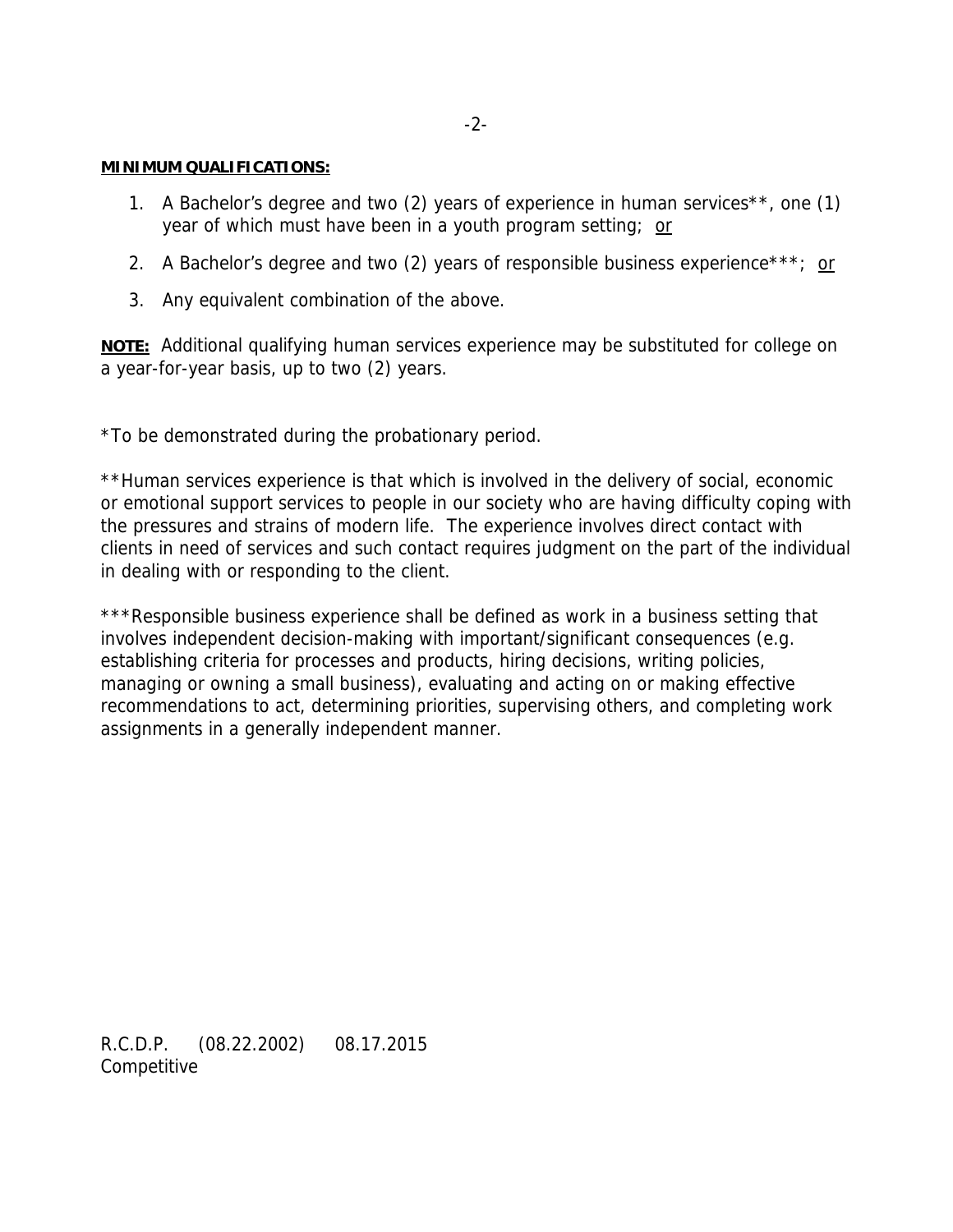**MINIMUM QUALIFICATIONS:**

1. A Bachelor's degree and two (2) years of experience in human services**, one (1) year of which must have been in a youth program setting; or
2. A Bachelor's degree and two (2) years of responsible business experience***; or
3. Any equivalent combination of the above.

**NOTE:** Additional qualifying human services experience may be substituted for college on a year-for-year basis, up to two (2) years.

*To be demonstrated during the probationary period.

**Human services experience is that which is involved in the delivery of social, economic or emotional support services to people in our society who are having difficulty coping with the pressures and strains of modern life. The experience involves direct contact with clients in need of services and such contact requires judgment on the part of the individual in dealing with or responding to the client.

***Responsible business experience shall be defined as work in a business setting that involves independent decision-making with important/significant consequences (e.g. establishing criteria for processes and products, hiring decisions, writing policies, managing or owning a small business), evaluating and acting on or making effective recommendations to act, determining priorities, supervising others, and completing work assignments in a generally independent manner.

R.C.D.P. (08.22.2002) 08.17.2015
Competitive